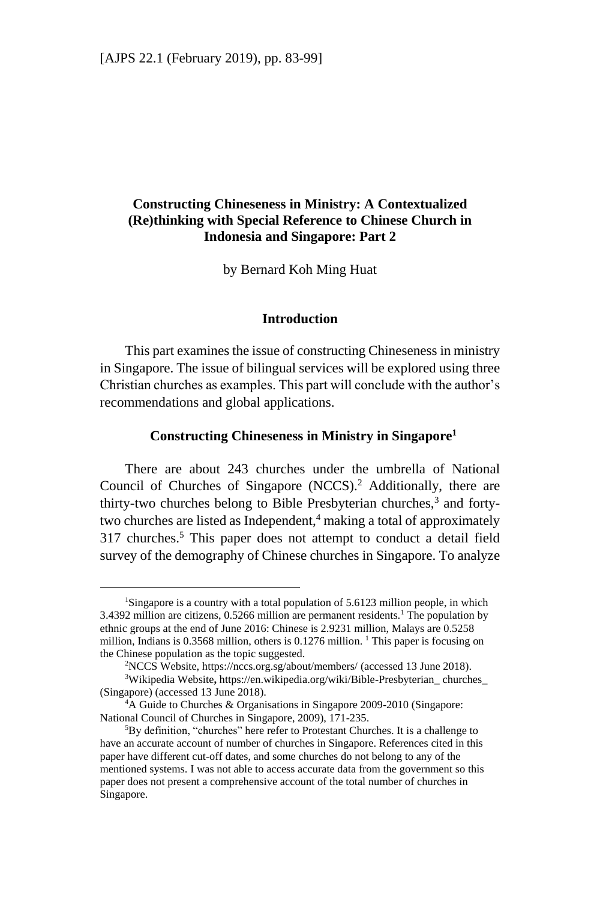## Constructing Chineseness in Ministry: A Contextualized (Re)thinking with Special Reference to Chinese Church in Indonesia and Singapore: Part 2

by Bernard Koh Ming Huat

### Introduction

This part examines the issue of constructing Chineseness in ministry in Singapore. The issue of bilingual services will be explored using three Christian churches as examples. This part will conclude with the author's recommendations and global applications.

### Constructing Chineseness in Ministry in Singapore[1]

There are about 243 churches under the umbrella of National Council of Churches of Singapore (NCCS).[2] Additionally, there are thirty-two churches belong to Bible Presbyterian churches,[3] and forty-two churches are listed as Independent,[4] making a total of approximately 317 churches.[5] This paper does not attempt to conduct a detail field survey of the demography of Chinese churches in Singapore. To analyze

---

[1]Singapore is a country with a total population of 5.6123 million people, in which 3.4392 million are citizens, 0.5266 million are permanent residents.[1] The population by ethnic groups at the end of June 2016: Chinese is 2.9231 million, Malays are 0.5258 million, Indians is 0.3568 million, others is 0.1276 million. [1] This paper is focusing on the Chinese population as the topic suggested.

[2]NCCS Website, https://nccs.org.sg/about/members/ (accessed 13 June 2018).

[3]Wikipedia Website**,** https://en.wikipedia.org/wiki/Bible-Presbyterian_ churches_ (Singapore) (accessed 13 June 2018).

[4]A Guide to Churches & Organisations in Singapore 2009-2010 (Singapore: National Council of Churches in Singapore, 2009), 171-235.

[5]By definition, "churches" here refer to Protestant Churches. It is a challenge to have an accurate account of number of churches in Singapore. References cited in this paper have different cut-off dates, and some churches do not belong to any of the mentioned systems. I was not able to access accurate data from the government so this paper does not present a comprehensive account of the total number of churches in Singapore.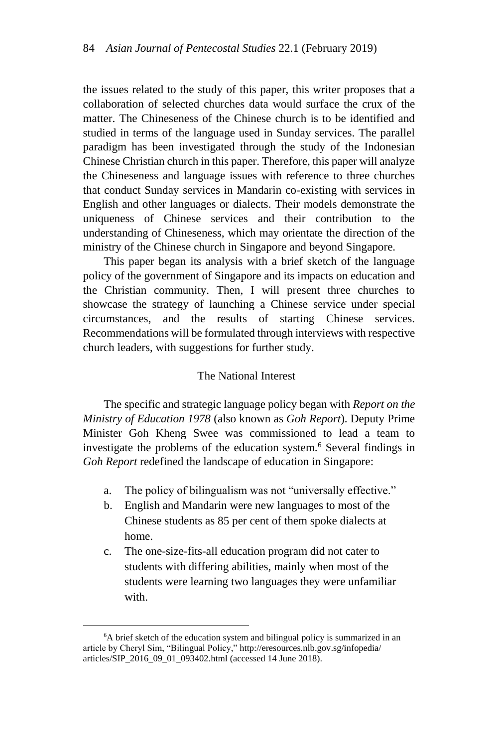the issues related to the study of this paper, this writer proposes that a collaboration of selected churches data would surface the crux of the matter. The Chineseness of the Chinese church is to be identified and studied in terms of the language used in Sunday services. The parallel paradigm has been investigated through the study of the Indonesian Chinese Christian church in this paper. Therefore, this paper will analyze the Chineseness and language issues with reference to three churches that conduct Sunday services in Mandarin co-existing with services in English and other languages or dialects. Their models demonstrate the uniqueness of Chinese services and their contribution to the understanding of Chineseness, which may orientate the direction of the ministry of the Chinese church in Singapore and beyond Singapore.

This paper began its analysis with a brief sketch of the language policy of the government of Singapore and its impacts on education and the Christian community. Then, I will present three churches to showcase the strategy of launching a Chinese service under special circumstances, and the results of starting Chinese services. Recommendations will be formulated through interviews with respective church leaders, with suggestions for further study.

## The National Interest

The specific and strategic language policy began with *Report on the Ministry of Education 1978* (also known as *Goh Report*). Deputy Prime Minister Goh Kheng Swee was commissioned to lead a team to investigate the problems of the education system.[6] Several findings in *Goh Report* redefined the landscape of education in Singapore:

a. The policy of bilingualism was not "universally effective."
b. English and Mandarin were new languages to most of the Chinese students as 85 per cent of them spoke dialects at home.
c. The one-size-fits-all education program did not cater to students with differing abilities, mainly when most of the students were learning two languages they were unfamiliar with.

---

[6]A brief sketch of the education system and bilingual policy is summarized in an article by Cheryl Sim, "Bilingual Policy," http://eresources.nlb.gov.sg/infopedia/articles/SIP_2016_09_01_093402.html (accessed 14 June 2018).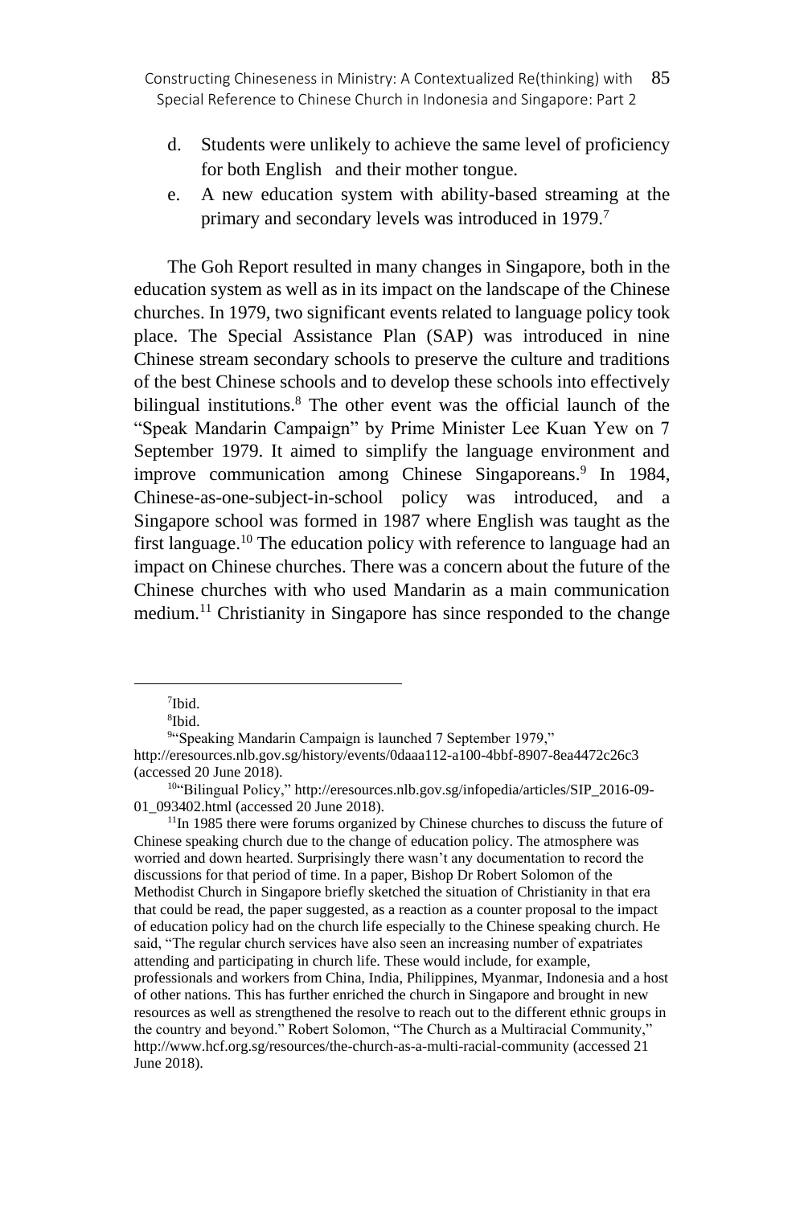d. Students were unlikely to achieve the same level of proficiency for both English and their mother tongue.
e. A new education system with ability-based streaming at the primary and secondary levels was introduced in 1979.[7]

The Goh Report resulted in many changes in Singapore, both in the education system as well as in its impact on the landscape of the Chinese churches. In 1979, two significant events related to language policy took place. The Special Assistance Plan (SAP) was introduced in nine Chinese stream secondary schools to preserve the culture and traditions of the best Chinese schools and to develop these schools into effectively bilingual institutions.[8] The other event was the official launch of the "Speak Mandarin Campaign" by Prime Minister Lee Kuan Yew on 7 September 1979. It aimed to simplify the language environment and improve communication among Chinese Singaporeans.[9] In 1984, Chinese-as-one-subject-in-school policy was introduced, and a Singapore school was formed in 1987 where English was taught as the first language.[10] The education policy with reference to language had an impact on Chinese churches. There was a concern about the future of the Chinese churches with who used Mandarin as a main communication medium.[11] Christianity in Singapore has since responded to the change

---

[7]Ibid.

[8]Ibid.

[9]"Speaking Mandarin Campaign is launched 7 September 1979," http://eresources.nlb.gov.sg/history/events/0daaa112-a100-4bbf-8907-8ea4472c26c3 (accessed 20 June 2018).

[10]"Bilingual Policy," http://eresources.nlb.gov.sg/infopedia/articles/SIP_2016-09-01_093402.html (accessed 20 June 2018).

[11]In 1985 there were forums organized by Chinese churches to discuss the future of Chinese speaking church due to the change of education policy. The atmosphere was worried and down hearted. Surprisingly there wasn't any documentation to record the discussions for that period of time. In a paper, Bishop Dr Robert Solomon of the Methodist Church in Singapore briefly sketched the situation of Christianity in that era that could be read, the paper suggested, as a reaction as a counter proposal to the impact of education policy had on the church life especially to the Chinese speaking church. He said, "The regular church services have also seen an increasing number of expatriates attending and participating in church life. These would include, for example, professionals and workers from China, India, Philippines, Myanmar, Indonesia and a host of other nations. This has further enriched the church in Singapore and brought in new resources as well as strengthened the resolve to reach out to the different ethnic groups in the country and beyond." Robert Solomon, "The Church as a Multiracial Community," http://www.hcf.org.sg/resources/the-church-as-a-multi-racial-community (accessed 21 June 2018).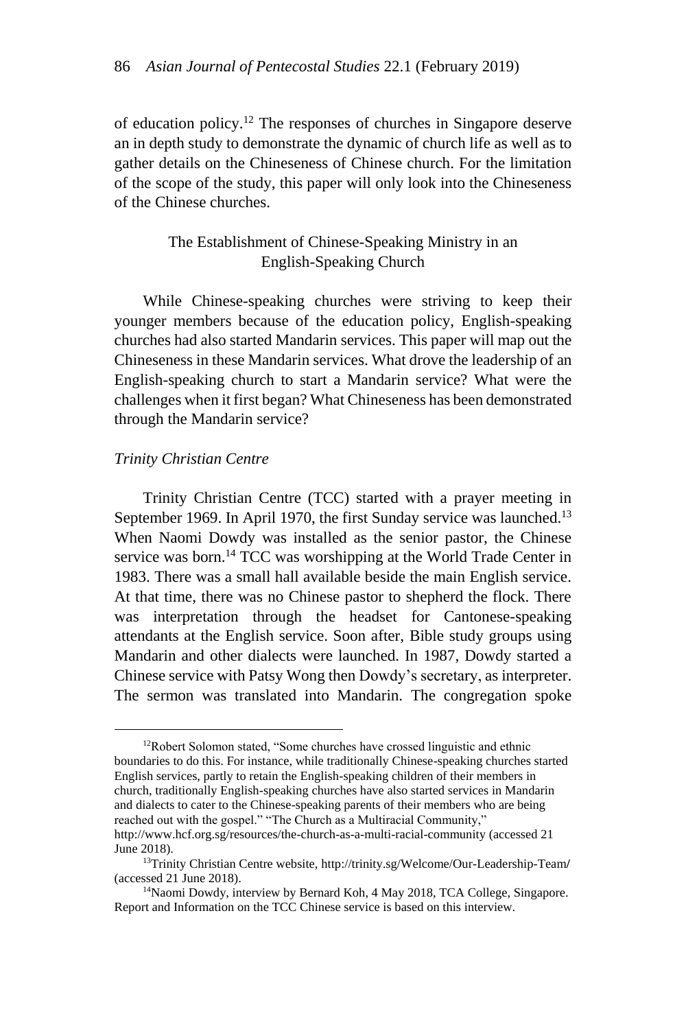of education policy.[12] The responses of churches in Singapore deserve an in depth study to demonstrate the dynamic of church life as well as to gather details on the Chineseness of Chinese church. For the limitation of the scope of the study, this paper will only look into the Chineseness of the Chinese churches.

## The Establishment of Chinese-Speaking Ministry in an English-Speaking Church

While Chinese-speaking churches were striving to keep their younger members because of the education policy, English-speaking churches had also started Mandarin services. This paper will map out the Chineseness in these Mandarin services. What drove the leadership of an English-speaking church to start a Mandarin service? What were the challenges when it first began? What Chineseness has been demonstrated through the Mandarin service?

### *Trinity Christian Centre*

Trinity Christian Centre (TCC) started with a prayer meeting in September 1969. In April 1970, the first Sunday service was launched.[13] When Naomi Dowdy was installed as the senior pastor, the Chinese service was born.[14] TCC was worshipping at the World Trade Center in 1983. There was a small hall available beside the main English service. At that time, there was no Chinese pastor to shepherd the flock. There was interpretation through the headset for Cantonese-speaking attendants at the English service. Soon after, Bible study groups using Mandarin and other dialects were launched. In 1987, Dowdy started a Chinese service with Patsy Wong then Dowdy's secretary, as interpreter. The sermon was translated into Mandarin. The congregation spoke

---

[12] Robert Solomon stated, "Some churches have crossed linguistic and ethnic boundaries to do this. For instance, while traditionally Chinese-speaking churches started English services, partly to retain the English-speaking children of their members in church, traditionally English-speaking churches have also started services in Mandarin and dialects to cater to the Chinese-speaking parents of their members who are being reached out with the gospel." "The Church as a Multiracial Community," http://www.hcf.org.sg/resources/the-church-as-a-multi-racial-community (accessed 21 June 2018).

[13] Trinity Christian Centre website, http://trinity.sg/Welcome/Our-Leadership-Team/ (accessed 21 June 2018).

[14] Naomi Dowdy, interview by Bernard Koh, 4 May 2018, TCA College, Singapore. Report and Information on the TCC Chinese service is based on this interview.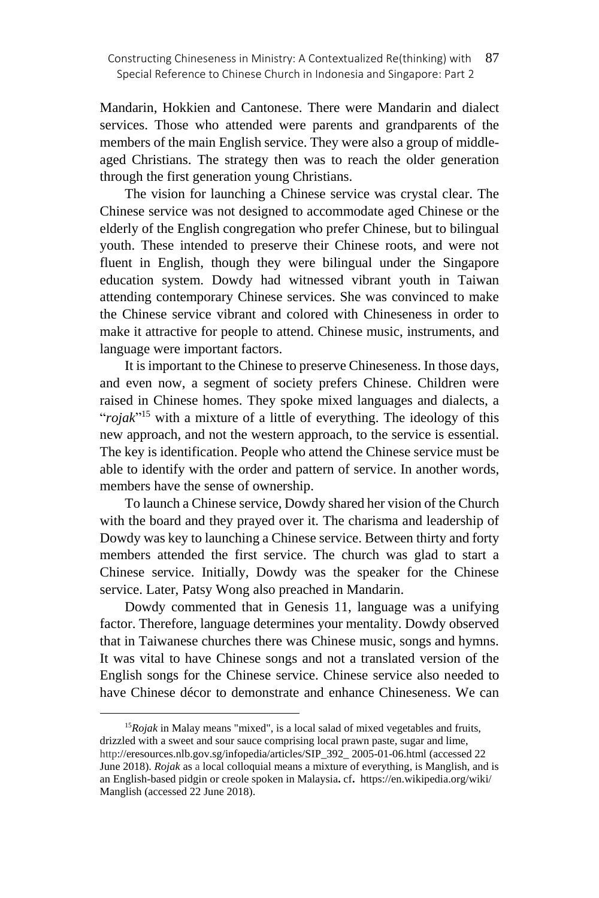Mandarin, Hokkien and Cantonese. There were Mandarin and dialect services. Those who attended were parents and grandparents of the members of the main English service. They were also a group of middle-aged Christians. The strategy then was to reach the older generation through the first generation young Christians.

The vision for launching a Chinese service was crystal clear. The Chinese service was not designed to accommodate aged Chinese or the elderly of the English congregation who prefer Chinese, but to bilingual youth. These intended to preserve their Chinese roots, and were not fluent in English, though they were bilingual under the Singapore education system. Dowdy had witnessed vibrant youth in Taiwan attending contemporary Chinese services. She was convinced to make the Chinese service vibrant and colored with Chineseness in order to make it attractive for people to attend. Chinese music, instruments, and language were important factors.

It is important to the Chinese to preserve Chineseness. In those days, and even now, a segment of society prefers Chinese. Children were raised in Chinese homes. They spoke mixed languages and dialects, a "*rojak*"[15] with a mixture of a little of everything. The ideology of this new approach, and not the western approach, to the service is essential. The key is identification. People who attend the Chinese service must be able to identify with the order and pattern of service. In another words, members have the sense of ownership.

To launch a Chinese service, Dowdy shared her vision of the Church with the board and they prayed over it. The charisma and leadership of Dowdy was key to launching a Chinese service. Between thirty and forty members attended the first service. The church was glad to start a Chinese service. Initially, Dowdy was the speaker for the Chinese service. Later, Patsy Wong also preached in Mandarin.

Dowdy commented that in Genesis 11, language was a unifying factor. Therefore, language determines your mentality. Dowdy observed that in Taiwanese churches there was Chinese music, songs and hymns. It was vital to have Chinese songs and not a translated version of the English songs for the Chinese service. Chinese service also needed to have Chinese décor to demonstrate and enhance Chineseness. We can

---

[15] *Rojak* in Malay means "mixed", is a local salad of mixed vegetables and fruits, drizzled with a sweet and sour sauce comprising local prawn paste, sugar and lime, http://eresources.nlb.gov.sg/infopedia/articles/SIP_392_ 2005-01-06.html (accessed 22 June 2018). *Rojak* as a local colloquial means a mixture of everything, is Manglish, and is an English-based pidgin or creole spoken in Malaysia**.** cf**.** https://en.wikipedia.org/wiki/ Manglish (accessed 22 June 2018).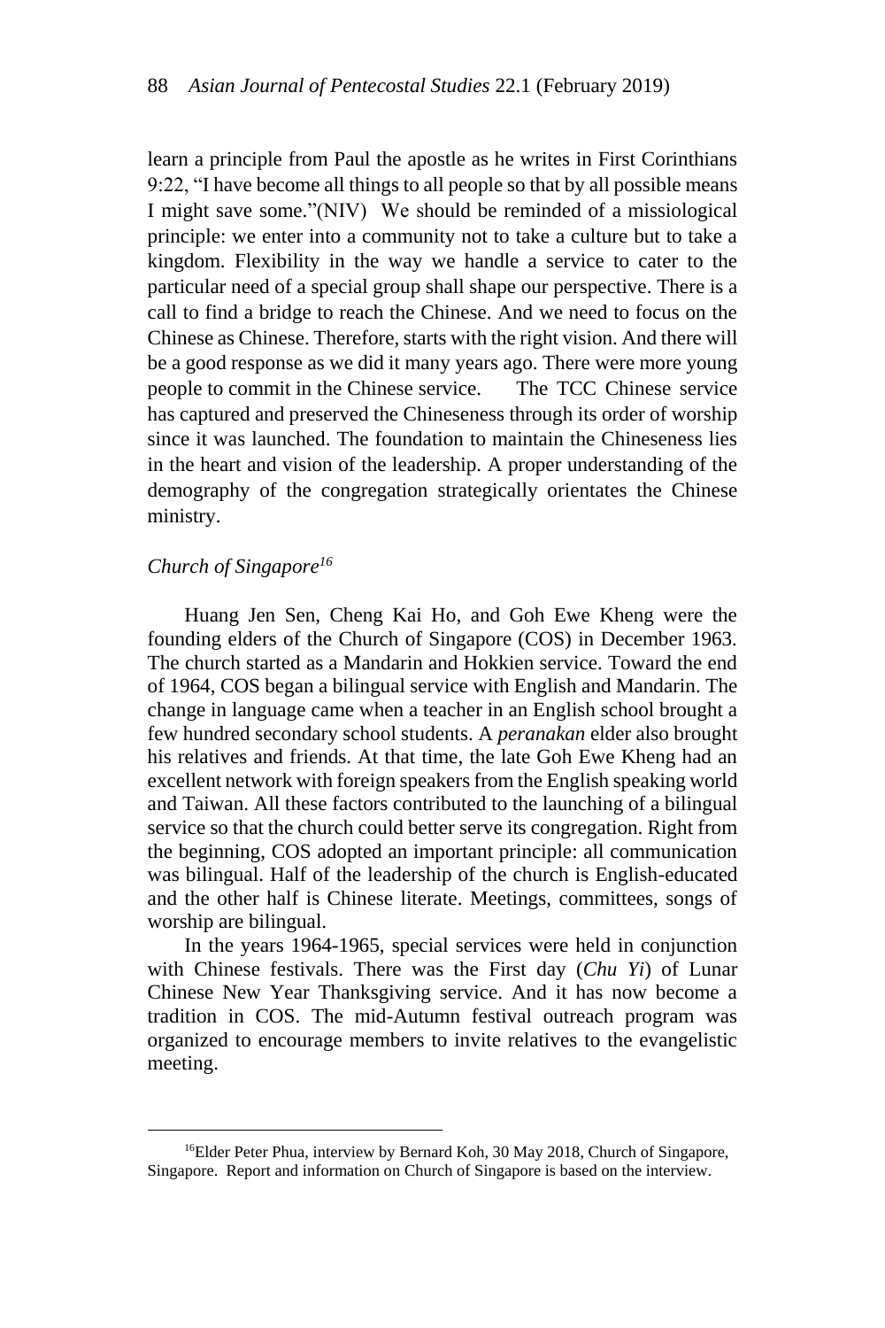learn a principle from Paul the apostle as he writes in First Corinthians 9:22, "I have become all things to all people so that by all possible means I might save some."(NIV) We should be reminded of a missiological principle: we enter into a community not to take a culture but to take a kingdom. Flexibility in the way we handle a service to cater to the particular need of a special group shall shape our perspective. There is a call to find a bridge to reach the Chinese. And we need to focus on the Chinese as Chinese. Therefore, starts with the right vision. And there will be a good response as we did it many years ago. There were more young people to commit in the Chinese service. The TCC Chinese service has captured and preserved the Chineseness through its order of worship since it was launched. The foundation to maintain the Chineseness lies in the heart and vision of the leadership. A proper understanding of the demography of the congregation strategically orientates the Chinese ministry.

### *Church of Singapore*[16]

Huang Jen Sen, Cheng Kai Ho, and Goh Ewe Kheng were the founding elders of the Church of Singapore (COS) in December 1963. The church started as a Mandarin and Hokkien service. Toward the end of 1964, COS began a bilingual service with English and Mandarin. The change in language came when a teacher in an English school brought a few hundred secondary school students. A *peranakan* elder also brought his relatives and friends. At that time, the late Goh Ewe Kheng had an excellent network with foreign speakers from the English speaking world and Taiwan. All these factors contributed to the launching of a bilingual service so that the church could better serve its congregation. Right from the beginning, COS adopted an important principle: all communication was bilingual. Half of the leadership of the church is English-educated and the other half is Chinese literate. Meetings, committees, songs of worship are bilingual.

In the years 1964-1965, special services were held in conjunction with Chinese festivals. There was the First day (*Chu Yi*) of Lunar Chinese New Year Thanksgiving service. And it has now become a tradition in COS. The mid-Autumn festival outreach program was organized to encourage members to invite relatives to the evangelistic meeting.

---

[16]Elder Peter Phua, interview by Bernard Koh, 30 May 2018, Church of Singapore, Singapore. Report and information on Church of Singapore is based on the interview.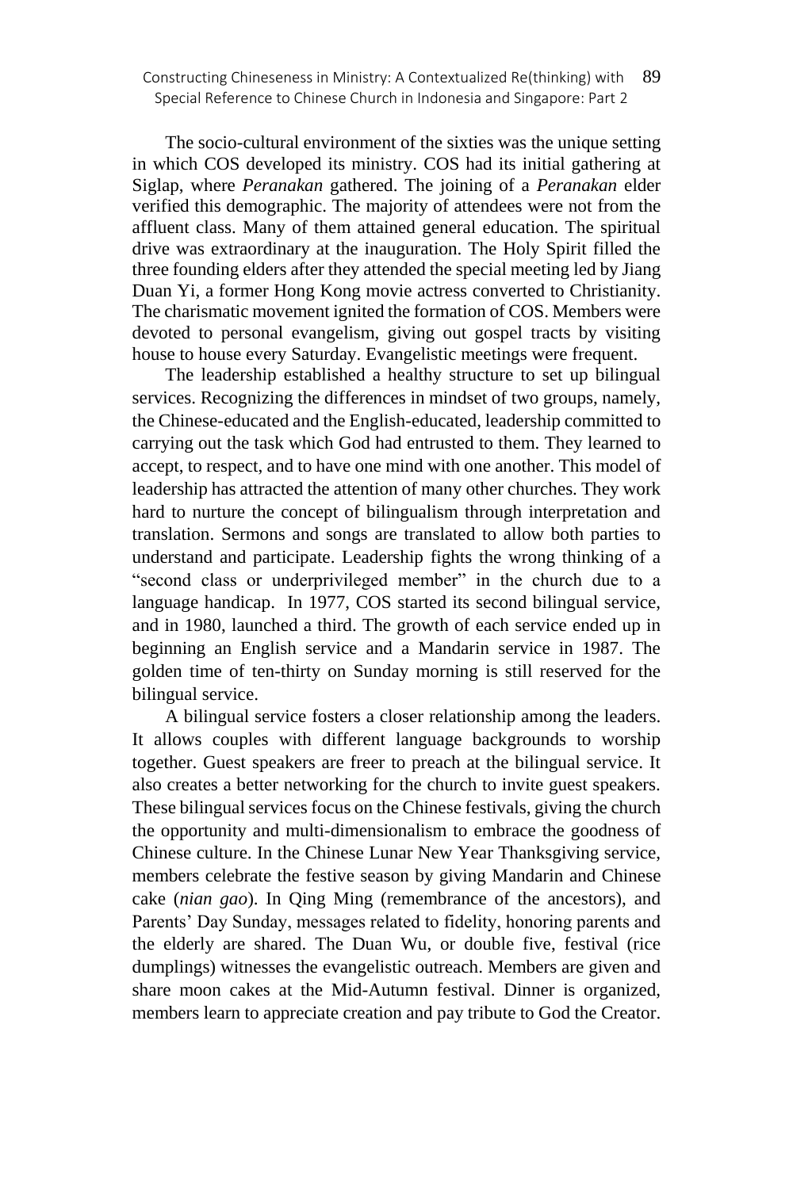The socio-cultural environment of the sixties was the unique setting in which COS developed its ministry. COS had its initial gathering at Siglap, where *Peranakan* gathered. The joining of a *Peranakan* elder verified this demographic. The majority of attendees were not from the affluent class. Many of them attained general education. The spiritual drive was extraordinary at the inauguration. The Holy Spirit filled the three founding elders after they attended the special meeting led by Jiang Duan Yi, a former Hong Kong movie actress converted to Christianity. The charismatic movement ignited the formation of COS. Members were devoted to personal evangelism, giving out gospel tracts by visiting house to house every Saturday. Evangelistic meetings were frequent.

The leadership established a healthy structure to set up bilingual services. Recognizing the differences in mindset of two groups, namely, the Chinese-educated and the English-educated, leadership committed to carrying out the task which God had entrusted to them. They learned to accept, to respect, and to have one mind with one another. This model of leadership has attracted the attention of many other churches. They work hard to nurture the concept of bilingualism through interpretation and translation. Sermons and songs are translated to allow both parties to understand and participate. Leadership fights the wrong thinking of a "second class or underprivileged member" in the church due to a language handicap. In 1977, COS started its second bilingual service, and in 1980, launched a third. The growth of each service ended up in beginning an English service and a Mandarin service in 1987. The golden time of ten-thirty on Sunday morning is still reserved for the bilingual service.

A bilingual service fosters a closer relationship among the leaders. It allows couples with different language backgrounds to worship together. Guest speakers are freer to preach at the bilingual service. It also creates a better networking for the church to invite guest speakers. These bilingual services focus on the Chinese festivals, giving the church the opportunity and multi-dimensionalism to embrace the goodness of Chinese culture. In the Chinese Lunar New Year Thanksgiving service, members celebrate the festive season by giving Mandarin and Chinese cake (*nian gao*). In Qing Ming (remembrance of the ancestors), and Parents' Day Sunday, messages related to fidelity, honoring parents and the elderly are shared. The Duan Wu, or double five, festival (rice dumplings) witnesses the evangelistic outreach. Members are given and share moon cakes at the Mid-Autumn festival. Dinner is organized, members learn to appreciate creation and pay tribute to God the Creator.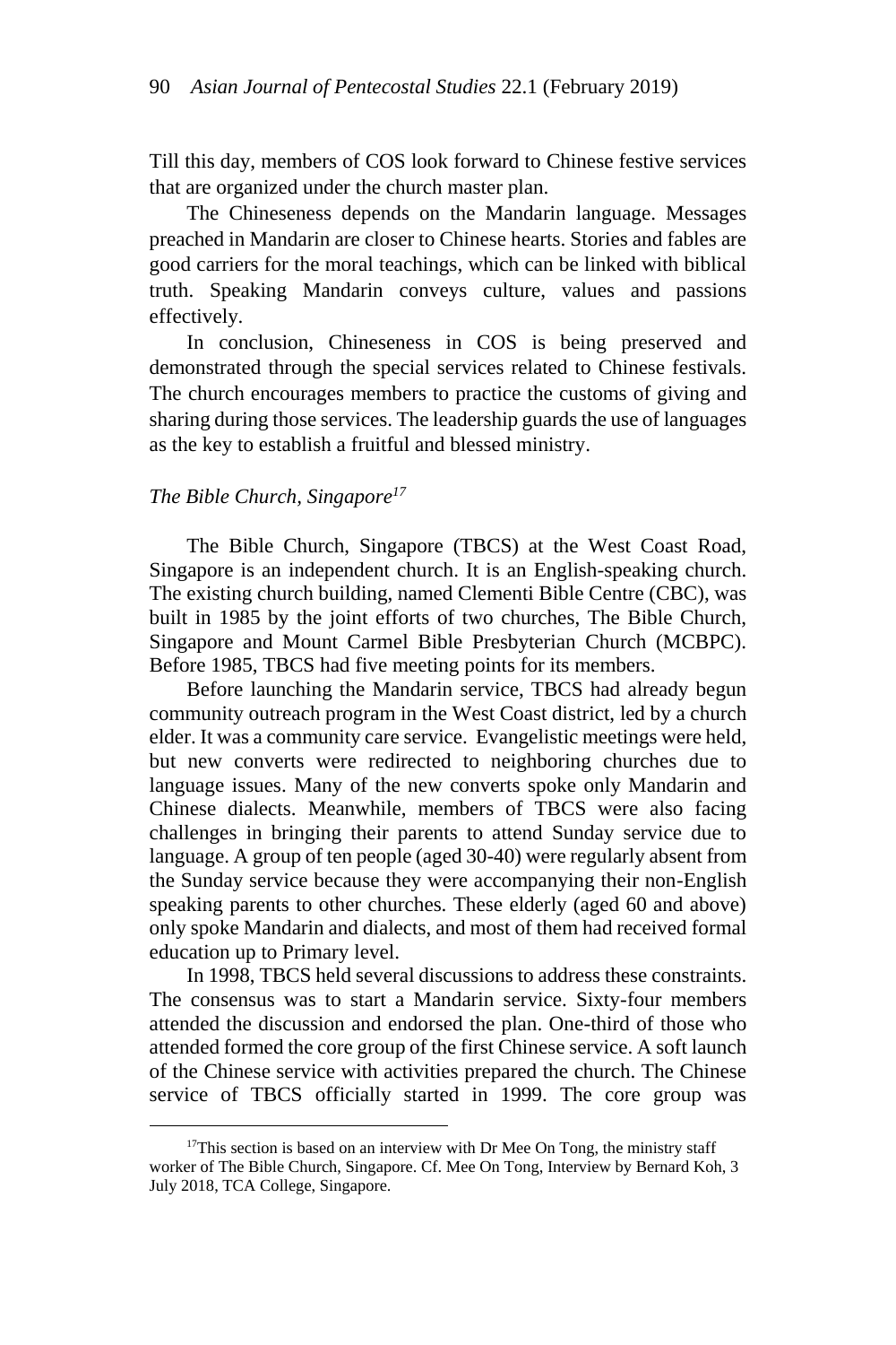Till this day, members of COS look forward to Chinese festive services that are organized under the church master plan.

The Chineseness depends on the Mandarin language. Messages preached in Mandarin are closer to Chinese hearts. Stories and fables are good carriers for the moral teachings, which can be linked with biblical truth. Speaking Mandarin conveys culture, values and passions effectively.

In conclusion, Chineseness in COS is being preserved and demonstrated through the special services related to Chinese festivals. The church encourages members to practice the customs of giving and sharing during those services. The leadership guards the use of languages as the key to establish a fruitful and blessed ministry.

### *The Bible Church, Singapore*[17]

The Bible Church, Singapore (TBCS) at the West Coast Road, Singapore is an independent church. It is an English-speaking church. The existing church building, named Clementi Bible Centre (CBC), was built in 1985 by the joint efforts of two churches, The Bible Church, Singapore and Mount Carmel Bible Presbyterian Church (MCBPC). Before 1985, TBCS had five meeting points for its members.

Before launching the Mandarin service, TBCS had already begun community outreach program in the West Coast district, led by a church elder. It was a community care service. Evangelistic meetings were held, but new converts were redirected to neighboring churches due to language issues. Many of the new converts spoke only Mandarin and Chinese dialects. Meanwhile, members of TBCS were also facing challenges in bringing their parents to attend Sunday service due to language. A group of ten people (aged 30-40) were regularly absent from the Sunday service because they were accompanying their non-English speaking parents to other churches. These elderly (aged 60 and above) only spoke Mandarin and dialects, and most of them had received formal education up to Primary level.

In 1998, TBCS held several discussions to address these constraints. The consensus was to start a Mandarin service. Sixty-four members attended the discussion and endorsed the plan. One-third of those who attended formed the core group of the first Chinese service. A soft launch of the Chinese service with activities prepared the church. The Chinese service of TBCS officially started in 1999. The core group was

---

[17]This section is based on an interview with Dr Mee On Tong, the ministry staff worker of The Bible Church, Singapore. Cf. Mee On Tong, Interview by Bernard Koh, 3 July 2018, TCA College, Singapore.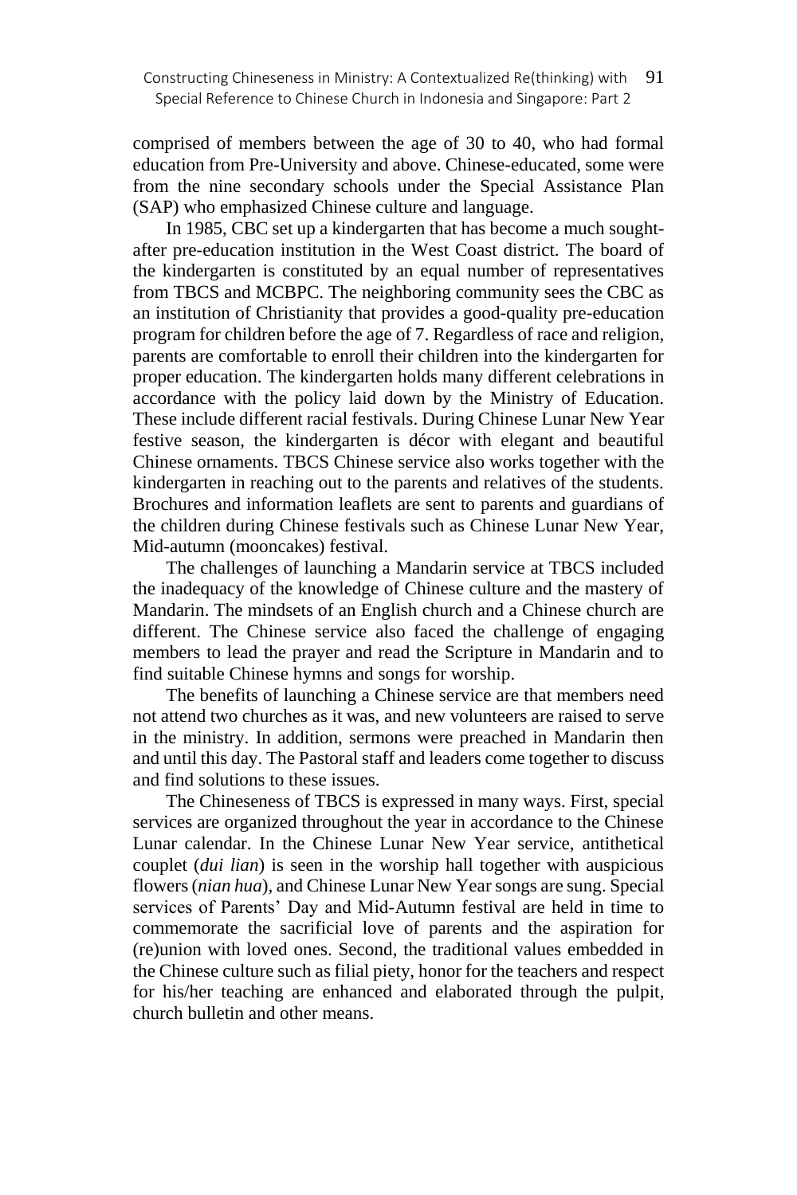comprised of members between the age of 30 to 40, who had formal education from Pre-University and above. Chinese-educated, some were from the nine secondary schools under the Special Assistance Plan (SAP) who emphasized Chinese culture and language.

In 1985, CBC set up a kindergarten that has become a much sought-after pre-education institution in the West Coast district. The board of the kindergarten is constituted by an equal number of representatives from TBCS and MCBPC. The neighboring community sees the CBC as an institution of Christianity that provides a good-quality pre-education program for children before the age of 7. Regardless of race and religion, parents are comfortable to enroll their children into the kindergarten for proper education. The kindergarten holds many different celebrations in accordance with the policy laid down by the Ministry of Education. These include different racial festivals. During Chinese Lunar New Year festive season, the kindergarten is décor with elegant and beautiful Chinese ornaments. TBCS Chinese service also works together with the kindergarten in reaching out to the parents and relatives of the students. Brochures and information leaflets are sent to parents and guardians of the children during Chinese festivals such as Chinese Lunar New Year, Mid-autumn (mooncakes) festival.

The challenges of launching a Mandarin service at TBCS included the inadequacy of the knowledge of Chinese culture and the mastery of Mandarin. The mindsets of an English church and a Chinese church are different. The Chinese service also faced the challenge of engaging members to lead the prayer and read the Scripture in Mandarin and to find suitable Chinese hymns and songs for worship.

The benefits of launching a Chinese service are that members need not attend two churches as it was, and new volunteers are raised to serve in the ministry. In addition, sermons were preached in Mandarin then and until this day. The Pastoral staff and leaders come together to discuss and find solutions to these issues.

The Chineseness of TBCS is expressed in many ways. First, special services are organized throughout the year in accordance to the Chinese Lunar calendar. In the Chinese Lunar New Year service, antithetical couplet (*dui lian*) is seen in the worship hall together with auspicious flowers (*nian hua*), and Chinese Lunar New Year songs are sung. Special services of Parents' Day and Mid-Autumn festival are held in time to commemorate the sacrificial love of parents and the aspiration for (re)union with loved ones. Second, the traditional values embedded in the Chinese culture such as filial piety, honor for the teachers and respect for his/her teaching are enhanced and elaborated through the pulpit, church bulletin and other means.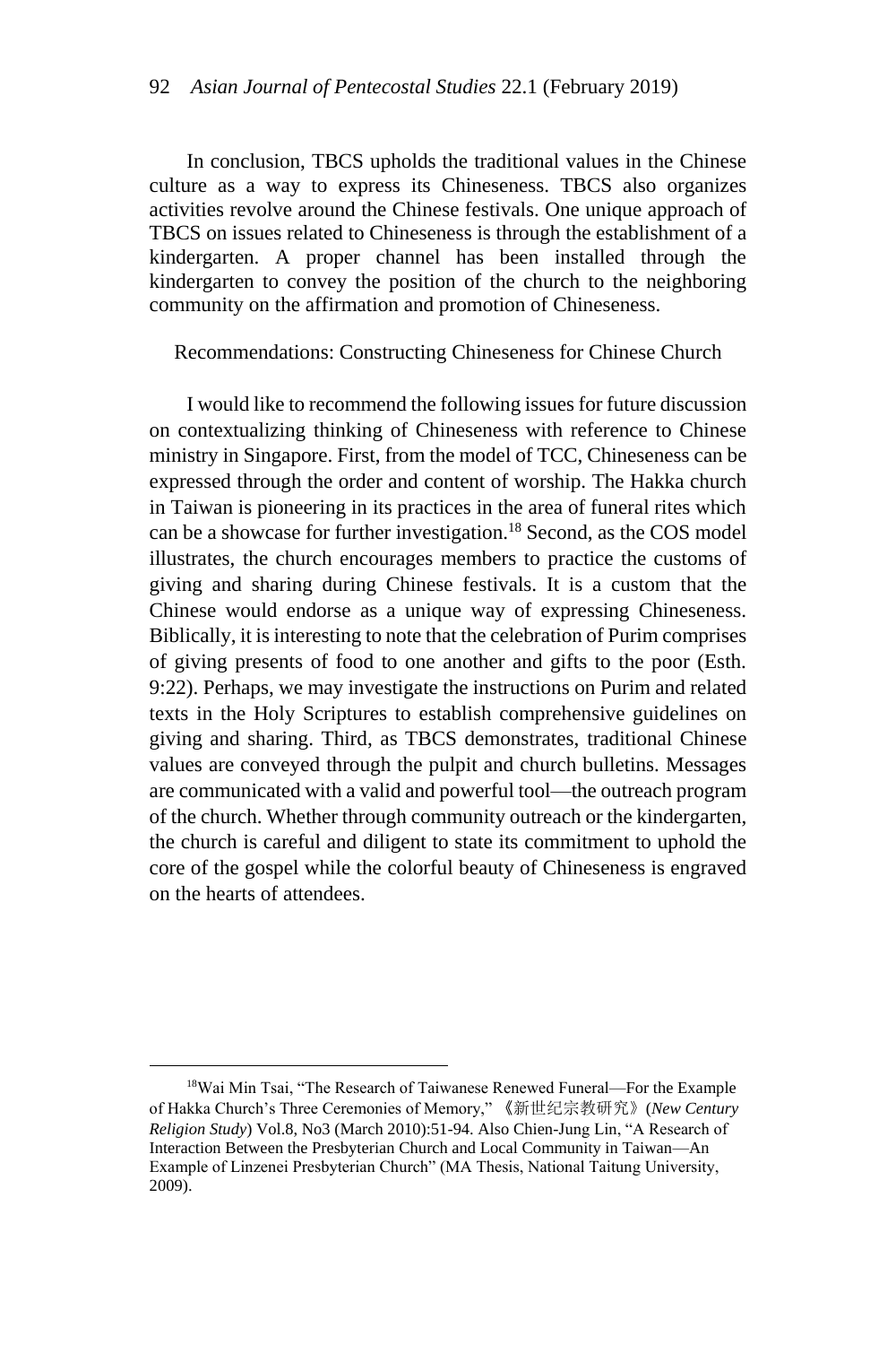In conclusion, TBCS upholds the traditional values in the Chinese culture as a way to express its Chineseness. TBCS also organizes activities revolve around the Chinese festivals. One unique approach of TBCS on issues related to Chineseness is through the establishment of a kindergarten. A proper channel has been installed through the kindergarten to convey the position of the church to the neighboring community on the affirmation and promotion of Chineseness.

## Recommendations: Constructing Chineseness for Chinese Church

I would like to recommend the following issues for future discussion on contextualizing thinking of Chineseness with reference to Chinese ministry in Singapore. First, from the model of TCC, Chineseness can be expressed through the order and content of worship. The Hakka church in Taiwan is pioneering in its practices in the area of funeral rites which can be a showcase for further investigation.[18] Second, as the COS model illustrates, the church encourages members to practice the customs of giving and sharing during Chinese festivals. It is a custom that the Chinese would endorse as a unique way of expressing Chineseness. Biblically, it is interesting to note that the celebration of Purim comprises of giving presents of food to one another and gifts to the poor (Esth. 9:22). Perhaps, we may investigate the instructions on Purim and related texts in the Holy Scriptures to establish comprehensive guidelines on giving and sharing. Third, as TBCS demonstrates, traditional Chinese values are conveyed through the pulpit and church bulletins. Messages are communicated with a valid and powerful tool—the outreach program of the church. Whether through community outreach or the kindergarten, the church is careful and diligent to state its commitment to uphold the core of the gospel while the colorful beauty of Chineseness is engraved on the hearts of attendees.

---

[18]Wai Min Tsai, "The Research of Taiwanese Renewed Funeral—For the Example of Hakka Church's Three Ceremonies of Memory," 《新世纪宗教研究》(*New Century Religion Study*) Vol.8, No3 (March 2010):51-94. Also Chien-Jung Lin, "A Research of Interaction Between the Presbyterian Church and Local Community in Taiwan—An Example of Linzenei Presbyterian Church" (MA Thesis, National Taitung University, 2009).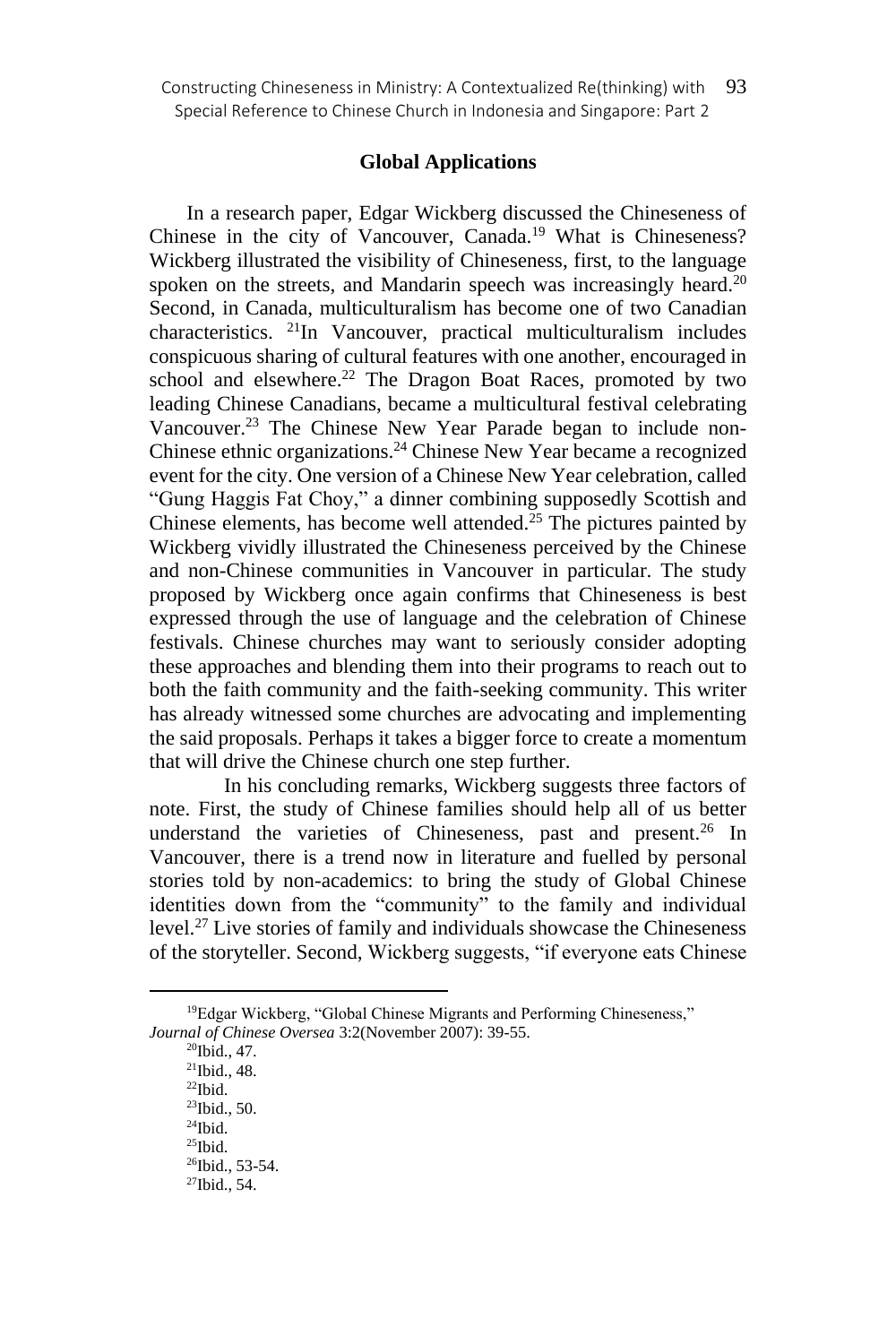## Global Applications

In a research paper, Edgar Wickberg discussed the Chineseness of Chinese in the city of Vancouver, Canada.[19] What is Chineseness? Wickberg illustrated the visibility of Chineseness, first, to the language spoken on the streets, and Mandarin speech was increasingly heard.[20] Second, in Canada, multiculturalism has become one of two Canadian characteristics. [21]In Vancouver, practical multiculturalism includes conspicuous sharing of cultural features with one another, encouraged in school and elsewhere.[22] The Dragon Boat Races, promoted by two leading Chinese Canadians, became a multicultural festival celebrating Vancouver.[23] The Chinese New Year Parade began to include non-Chinese ethnic organizations.[24] Chinese New Year became a recognized event for the city. One version of a Chinese New Year celebration, called "Gung Haggis Fat Choy," a dinner combining supposedly Scottish and Chinese elements, has become well attended.[25] The pictures painted by Wickberg vividly illustrated the Chineseness perceived by the Chinese and non-Chinese communities in Vancouver in particular. The study proposed by Wickberg once again confirms that Chineseness is best expressed through the use of language and the celebration of Chinese festivals. Chinese churches may want to seriously consider adopting these approaches and blending them into their programs to reach out to both the faith community and the faith-seeking community. This writer has already witnessed some churches are advocating and implementing the said proposals. Perhaps it takes a bigger force to create a momentum that will drive the Chinese church one step further.

In his concluding remarks, Wickberg suggests three factors of note. First, the study of Chinese families should help all of us better understand the varieties of Chineseness, past and present.[26] In Vancouver, there is a trend now in literature and fuelled by personal stories told by non-academics: to bring the study of Global Chinese identities down from the "community" to the family and individual level.[27] Live stories of family and individuals showcase the Chineseness of the storyteller. Second, Wickberg suggests, "if everyone eats Chinese

---

[19]Edgar Wickberg, "Global Chinese Migrants and Performing Chineseness," *Journal of Chinese Oversea* 3:2(November 2007): 39-55.

[20]Ibid., 47.

[21]Ibid., 48.

[22]Ibid.

[23]Ibid., 50.

[24]Ibid.

[25]Ibid.

[26]Ibid., 53-54.

[27]Ibid., 54.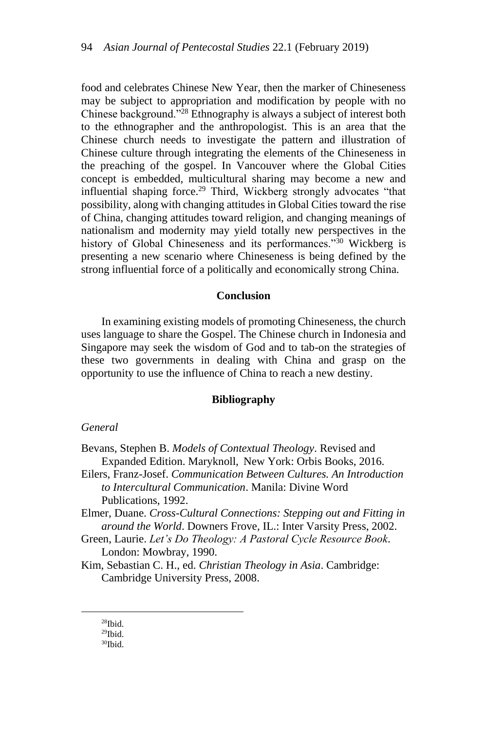food and celebrates Chinese New Year, then the marker of Chineseness may be subject to appropriation and modification by people with no Chinese background."[28] Ethnography is always a subject of interest both to the ethnographer and the anthropologist. This is an area that the Chinese church needs to investigate the pattern and illustration of Chinese culture through integrating the elements of the Chineseness in the preaching of the gospel. In Vancouver where the Global Cities concept is embedded, multicultural sharing may become a new and influential shaping force.[29] Third, Wickberg strongly advocates "that possibility, along with changing attitudes in Global Cities toward the rise of China, changing attitudes toward religion, and changing meanings of nationalism and modernity may yield totally new perspectives in the history of Global Chineseness and its performances."[30] Wickberg is presenting a new scenario where Chineseness is being defined by the strong influential force of a politically and economically strong China.

## Conclusion

In examining existing models of promoting Chineseness, the church uses language to share the Gospel. The Chinese church in Indonesia and Singapore may seek the wisdom of God and to tab-on the strategies of these two governments in dealing with China and grasp on the opportunity to use the influence of China to reach a new destiny.

## Bibliography

*General*

Bevans, Stephen B. *Models of Contextual Theology*. Revised and Expanded Edition. Maryknoll, New York: Orbis Books, 2016.

Eilers, Franz-Josef. *Communication Between Cultures. An Introduction to Intercultural Communication*. Manila: Divine Word Publications, 1992.

Elmer, Duane. *Cross-Cultural Connections: Stepping out and Fitting in around the World*. Downers Frove, IL.: Inter Varsity Press, 2002.

Green, Laurie. *Let's Do Theology: A Pastoral Cycle Resource Book*. London: Mowbray, 1990.

Kim, Sebastian C. H., ed. *Christian Theology in Asia*. Cambridge: Cambridge University Press, 2008.

---

[28]Ibid.

[29]Ibid.

[30]Ibid.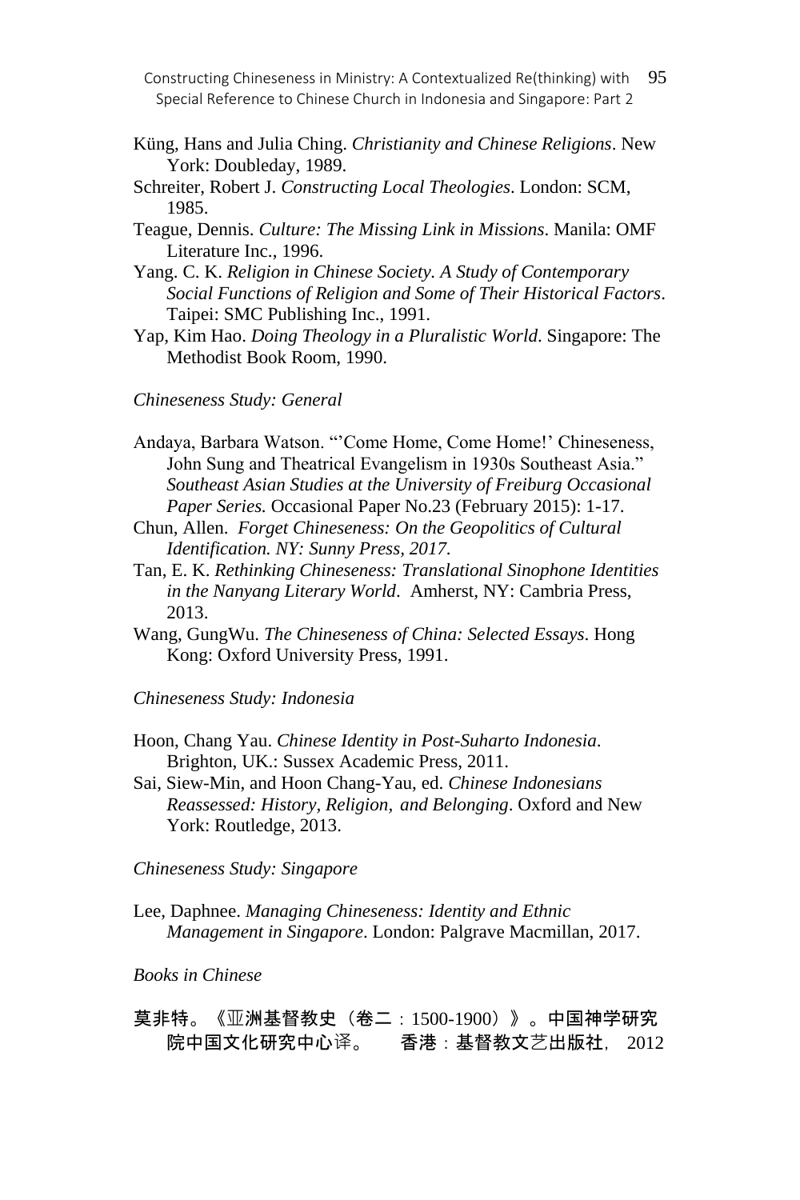Küng, Hans and Julia Ching. *Christianity and Chinese Religions*. New York: Doubleday, 1989.

Schreiter, Robert J. *Constructing Local Theologies*. London: SCM, 1985.

Teague, Dennis. *Culture: The Missing Link in Missions*. Manila: OMF Literature Inc., 1996.

Yang. C. K. *Religion in Chinese Society. A Study of Contemporary Social Functions of Religion and Some of Their Historical Factors*. Taipei: SMC Publishing Inc., 1991.

Yap, Kim Hao. *Doing Theology in a Pluralistic World*. Singapore: The Methodist Book Room, 1990.

*Chineseness Study: General*

Andaya, Barbara Watson. "'Come Home, Come Home!' Chineseness, John Sung and Theatrical Evangelism in 1930s Southeast Asia." *Southeast Asian Studies at the University of Freiburg Occasional Paper Series.* Occasional Paper No.23 (February 2015): 1-17.

Chun, Allen. *Forget Chineseness: On the Geopolitics of Cultural Identification. NY: Sunny Press, 2017.*

Tan, E. K. *Rethinking Chineseness: Translational Sinophone Identities in the Nanyang Literary World*. Amherst, NY: Cambria Press, 2013.

Wang, GungWu. *The Chineseness of China: Selected Essays*. Hong Kong: Oxford University Press, 1991.

*Chineseness Study: Indonesia*

Hoon, Chang Yau. *Chinese Identity in Post-Suharto Indonesia*. Brighton, UK.: Sussex Academic Press, 2011.

Sai, Siew-Min, and Hoon Chang-Yau, ed. *Chinese Indonesians Reassessed: History, Religion, and Belonging*. Oxford and New York: Routledge, 2013.

*Chineseness Study: Singapore*

Lee, Daphnee. *Managing Chineseness: Identity and Ethnic Management in Singapore*. London: Palgrave Macmillan, 2017.

*Books in Chinese*

莫非特。《亚洲基督教史（卷二：1500-1900）》。中国神学研究院中国文化研究中心译。 香港：基督教文艺出版社， 2012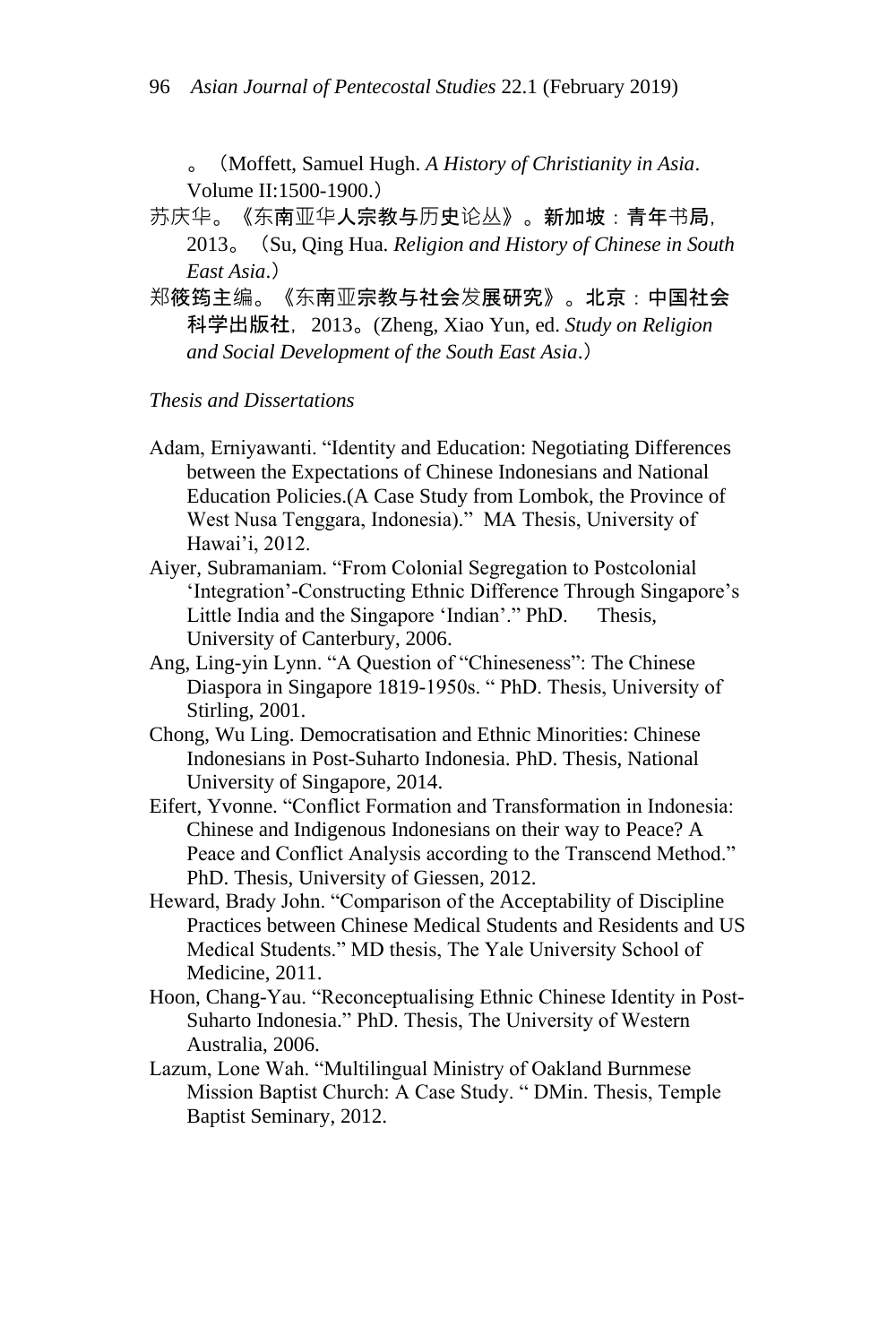。（Moffett, Samuel Hugh. *A History of Christianity in Asia*. Volume II:1500-1900.）

苏庆华。《东南亚华人宗教与历史论丛》。新加坡：青年书局，2013。（Su, Qing Hua. *Religion and History of Chinese in South East Asia*.）

郑筱筠主编。《东南亚宗教与社会发展研究》。北京：中国社会科学出版社，2013。(Zheng, Xiao Yun, ed. *Study on Religion and Social Development of the South East Asia*.）

*Thesis and Dissertations*

Adam, Erniyawanti. "Identity and Education: Negotiating Differences between the Expectations of Chinese Indonesians and National Education Policies.(A Case Study from Lombok, the Province of West Nusa Tenggara, Indonesia)." MA Thesis, University of Hawai'i, 2012.

Aiyer, Subramaniam. "From Colonial Segregation to Postcolonial 'Integration'-Constructing Ethnic Difference Through Singapore's Little India and the Singapore 'Indian'." PhD. Thesis, University of Canterbury, 2006.

Ang, Ling-yin Lynn. "A Question of "Chineseness": The Chinese Diaspora in Singapore 1819-1950s. " PhD. Thesis, University of Stirling, 2001.

Chong, Wu Ling. Democratisation and Ethnic Minorities: Chinese Indonesians in Post-Suharto Indonesia. PhD. Thesis, National University of Singapore, 2014.

Eifert, Yvonne. "Conflict Formation and Transformation in Indonesia: Chinese and Indigenous Indonesians on their way to Peace? A Peace and Conflict Analysis according to the Transcend Method." PhD. Thesis, University of Giessen, 2012.

Heward, Brady John. "Comparison of the Acceptability of Discipline Practices between Chinese Medical Students and Residents and US Medical Students." MD thesis, The Yale University School of Medicine, 2011.

Hoon, Chang-Yau. "Reconceptualising Ethnic Chinese Identity in Post-Suharto Indonesia." PhD. Thesis, The University of Western Australia, 2006.

Lazum, Lone Wah. "Multilingual Ministry of Oakland Burnmese Mission Baptist Church: A Case Study. " DMin. Thesis, Temple Baptist Seminary, 2012.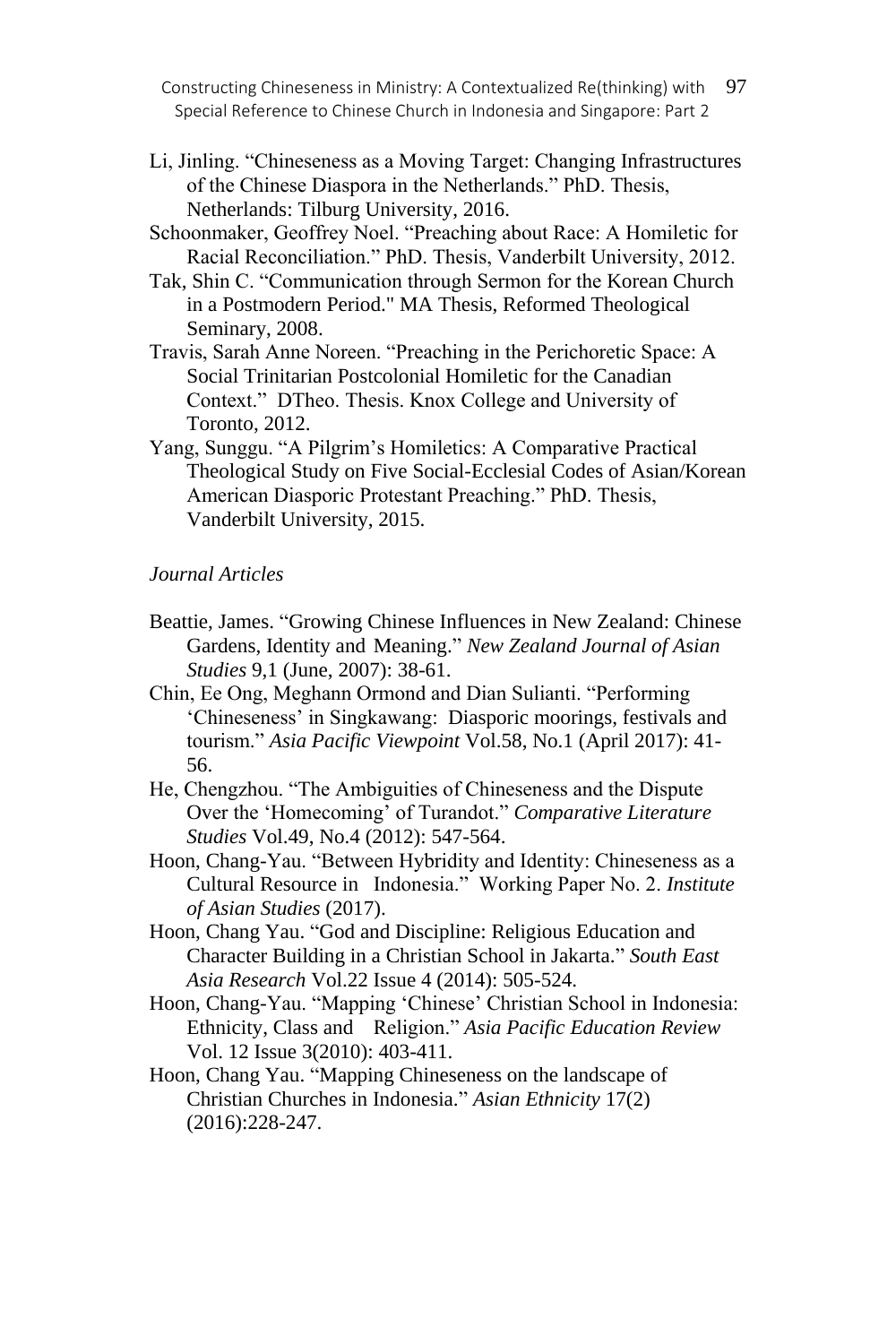Li, Jinling. "Chineseness as a Moving Target: Changing Infrastructures of the Chinese Diaspora in the Netherlands." PhD. Thesis, Netherlands: Tilburg University, 2016.

Schoonmaker, Geoffrey Noel. "Preaching about Race: A Homiletic for Racial Reconciliation." PhD. Thesis, Vanderbilt University, 2012.

Tak, Shin C. "Communication through Sermon for the Korean Church in a Postmodern Period." MA Thesis, Reformed Theological Seminary, 2008.

Travis, Sarah Anne Noreen. "Preaching in the Perichoretic Space: A Social Trinitarian Postcolonial Homiletic for the Canadian Context." DTheo. Thesis. Knox College and University of Toronto, 2012.

Yang, Sunggu. "A Pilgrim's Homiletics: A Comparative Practical Theological Study on Five Social-Ecclesial Codes of Asian/Korean American Diasporic Protestant Preaching." PhD. Thesis, Vanderbilt University, 2015.

*Journal Articles*

Beattie, James. "Growing Chinese Influences in New Zealand: Chinese Gardens, Identity and Meaning." *New Zealand Journal of Asian Studies* 9,1 (June, 2007): 38-61.

Chin, Ee Ong, Meghann Ormond and Dian Sulianti. "Performing 'Chineseness' in Singkawang: Diasporic moorings, festivals and tourism." *Asia Pacific Viewpoint* Vol.58, No.1 (April 2017): 41-56.

He, Chengzhou. "The Ambiguities of Chineseness and the Dispute Over the 'Homecoming' of Turandot." *Comparative Literature Studies* Vol.49, No.4 (2012): 547-564.

Hoon, Chang-Yau. "Between Hybridity and Identity: Chineseness as a Cultural Resource in Indonesia." Working Paper No. 2. *Institute of Asian Studies* (2017).

Hoon, Chang Yau. "God and Discipline: Religious Education and Character Building in a Christian School in Jakarta." *South East Asia Research* Vol.22 Issue 4 (2014): 505-524.

Hoon, Chang-Yau. "Mapping 'Chinese' Christian School in Indonesia: Ethnicity, Class and Religion." *Asia Pacific Education Review* Vol. 12 Issue 3(2010): 403-411.

Hoon, Chang Yau. "Mapping Chineseness on the landscape of Christian Churches in Indonesia." *Asian Ethnicity* 17(2) (2016):228-247.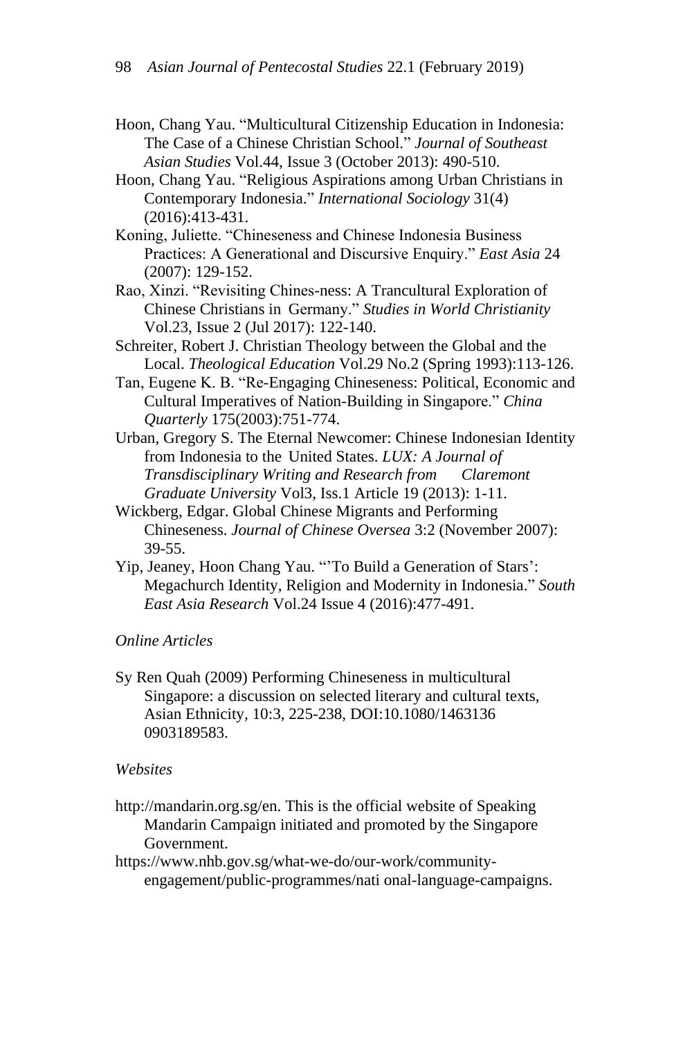Hoon, Chang Yau. "Multicultural Citizenship Education in Indonesia: The Case of a Chinese Christian School." *Journal of Southeast Asian Studies* Vol.44, Issue 3 (October 2013): 490-510.

Hoon, Chang Yau. "Religious Aspirations among Urban Christians in Contemporary Indonesia." *International Sociology* 31(4) (2016):413-431.

Koning, Juliette. "Chineseness and Chinese Indonesia Business Practices: A Generational and Discursive Enquiry." *East Asia* 24 (2007): 129-152.

Rao, Xinzi. "Revisiting Chines-ness: A Trancultural Exploration of Chinese Christians in Germany." *Studies in World Christianity* Vol.23, Issue 2 (Jul 2017): 122-140.

Schreiter, Robert J. Christian Theology between the Global and the Local. *Theological Education* Vol.29 No.2 (Spring 1993):113-126.

Tan, Eugene K. B. "Re-Engaging Chineseness: Political, Economic and Cultural Imperatives of Nation-Building in Singapore." *China Quarterly* 175(2003):751-774.

Urban, Gregory S. The Eternal Newcomer: Chinese Indonesian Identity from Indonesia to the United States. *LUX: A Journal of Transdisciplinary Writing and Research from Claremont Graduate University* Vol3, Iss.1 Article 19 (2013): 1-11.

Wickberg, Edgar. Global Chinese Migrants and Performing Chineseness. *Journal of Chinese Oversea* 3:2 (November 2007): 39-55.

Yip, Jeaney, Hoon Chang Yau. "'To Build a Generation of Stars': Megachurch Identity, Religion and Modernity in Indonesia." *South East Asia Research* Vol.24 Issue 4 (2016):477-491.

*Online Articles*

Sy Ren Quah (2009) Performing Chineseness in multicultural Singapore: a discussion on selected literary and cultural texts, Asian Ethnicity, 10:3, 225-238, DOI:10.1080/1463136 0903189583.

*Websites*

http://mandarin.org.sg/en. This is the official website of Speaking Mandarin Campaign initiated and promoted by the Singapore Government.

https://www.nhb.gov.sg/what-we-do/our-work/community-engagement/public-programmes/nati onal-language-campaigns.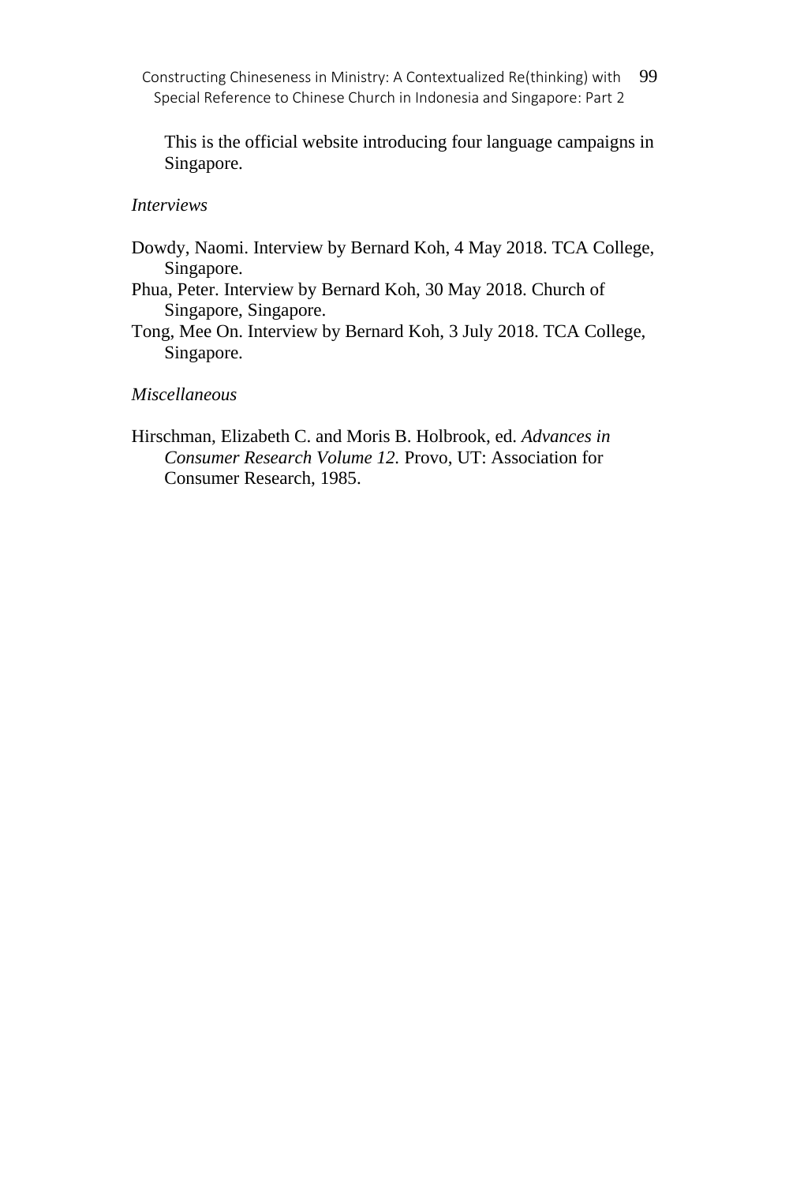This is the official website introducing four language campaigns in Singapore.

*Interviews*

Dowdy, Naomi. Interview by Bernard Koh, 4 May 2018. TCA College, Singapore.

Phua, Peter. Interview by Bernard Koh, 30 May 2018. Church of Singapore, Singapore.

Tong, Mee On. Interview by Bernard Koh, 3 July 2018. TCA College, Singapore.

*Miscellaneous*

Hirschman, Elizabeth C. and Moris B. Holbrook, ed. *Advances in Consumer Research Volume 12.* Provo, UT: Association for Consumer Research, 1985.